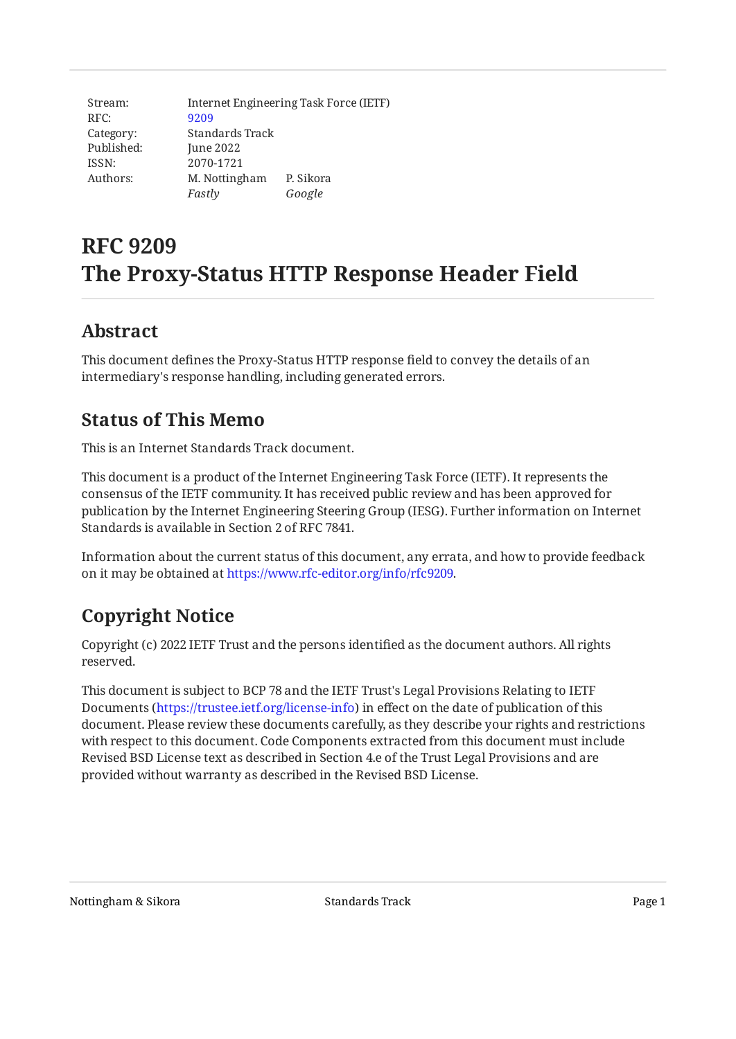| Stream: | Internet Engineering Task Force (IETF) | |
|---|---|---|
| RFC: | 9209 | |
| Category: | Standards Track | |
| Published: | June 2022 | |
| ISSN: | 2070-1721 | |
| Authors: | M. Nottingham | P. Sikora |
| | *Fastly* | *Google* |

# RFC 9209
# The Proxy-Status HTTP Response Header Field

## Abstract

This document defines the Proxy-Status HTTP response field to convey the details of an intermediary's response handling, including generated errors.

## Status of This Memo

This is an Internet Standards Track document.

This document is a product of the Internet Engineering Task Force (IETF). It represents the consensus of the IETF community. It has received public review and has been approved for publication by the Internet Engineering Steering Group (IESG). Further information on Internet Standards is available in Section 2 of RFC 7841.

Information about the current status of this document, any errata, and how to provide feedback on it may be obtained at https://www.rfc-editor.org/info/rfc9209.

## Copyright Notice

Copyright (c) 2022 IETF Trust and the persons identified as the document authors. All rights reserved.

This document is subject to BCP 78 and the IETF Trust's Legal Provisions Relating to IETF Documents (https://trustee.ietf.org/license-info) in effect on the date of publication of this document. Please review these documents carefully, as they describe your rights and restrictions with respect to this document. Code Components extracted from this document must include Revised BSD License text as described in Section 4.e of the Trust Legal Provisions and are provided without warranty as described in the Revised BSD License.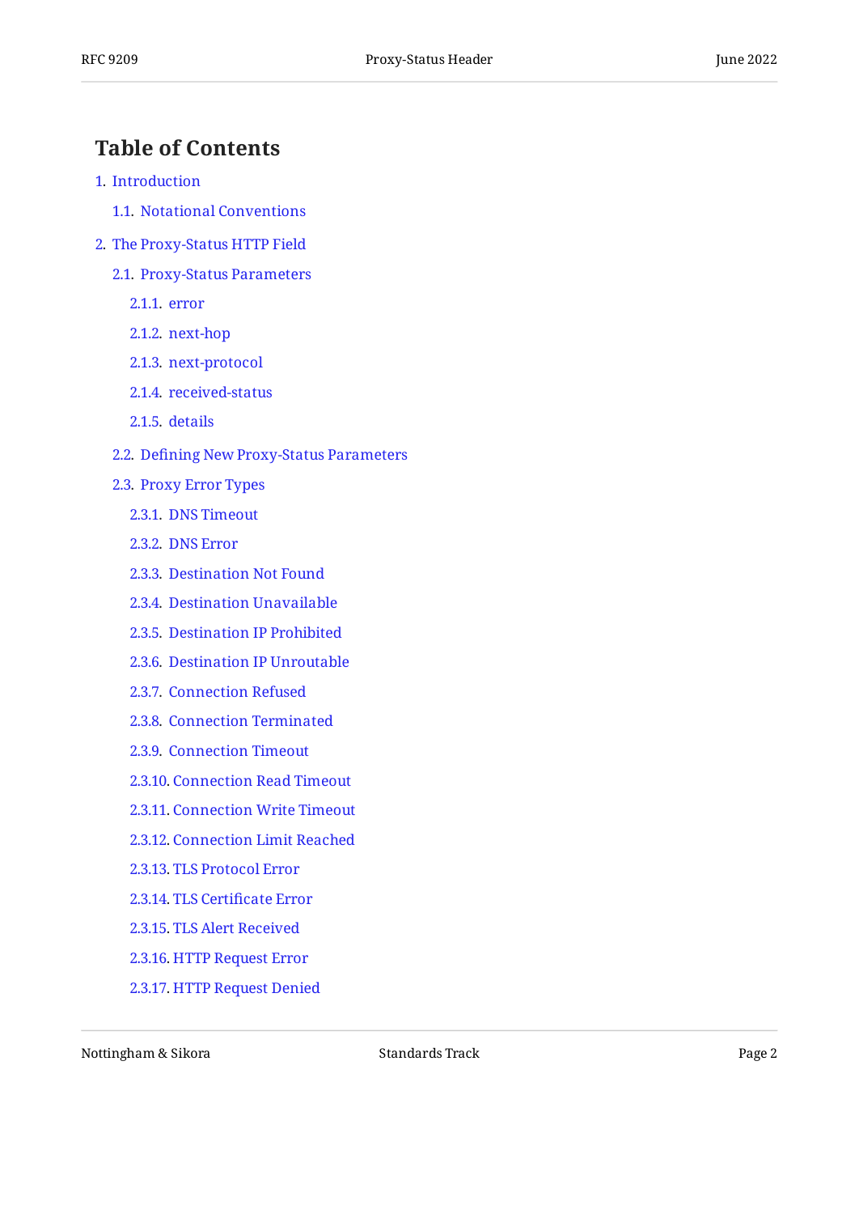## Table of Contents

1. Introduction
   - 1.1. Notational Conventions
2. The Proxy-Status HTTP Field
   - 2.1. Proxy-Status Parameters
     - 2.1.1. error
     - 2.1.2. next-hop
     - 2.1.3. next-protocol
     - 2.1.4. received-status
     - 2.1.5. details
   - 2.2. Defining New Proxy-Status Parameters
   - 2.3. Proxy Error Types
     - 2.3.1. DNS Timeout
     - 2.3.2. DNS Error
     - 2.3.3. Destination Not Found
     - 2.3.4. Destination Unavailable
     - 2.3.5. Destination IP Prohibited
     - 2.3.6. Destination IP Unroutable
     - 2.3.7. Connection Refused
     - 2.3.8. Connection Terminated
     - 2.3.9. Connection Timeout
     - 2.3.10. Connection Read Timeout
     - 2.3.11. Connection Write Timeout
     - 2.3.12. Connection Limit Reached
     - 2.3.13. TLS Protocol Error
     - 2.3.14. TLS Certificate Error
     - 2.3.15. TLS Alert Received
     - 2.3.16. HTTP Request Error
     - 2.3.17. HTTP Request Denied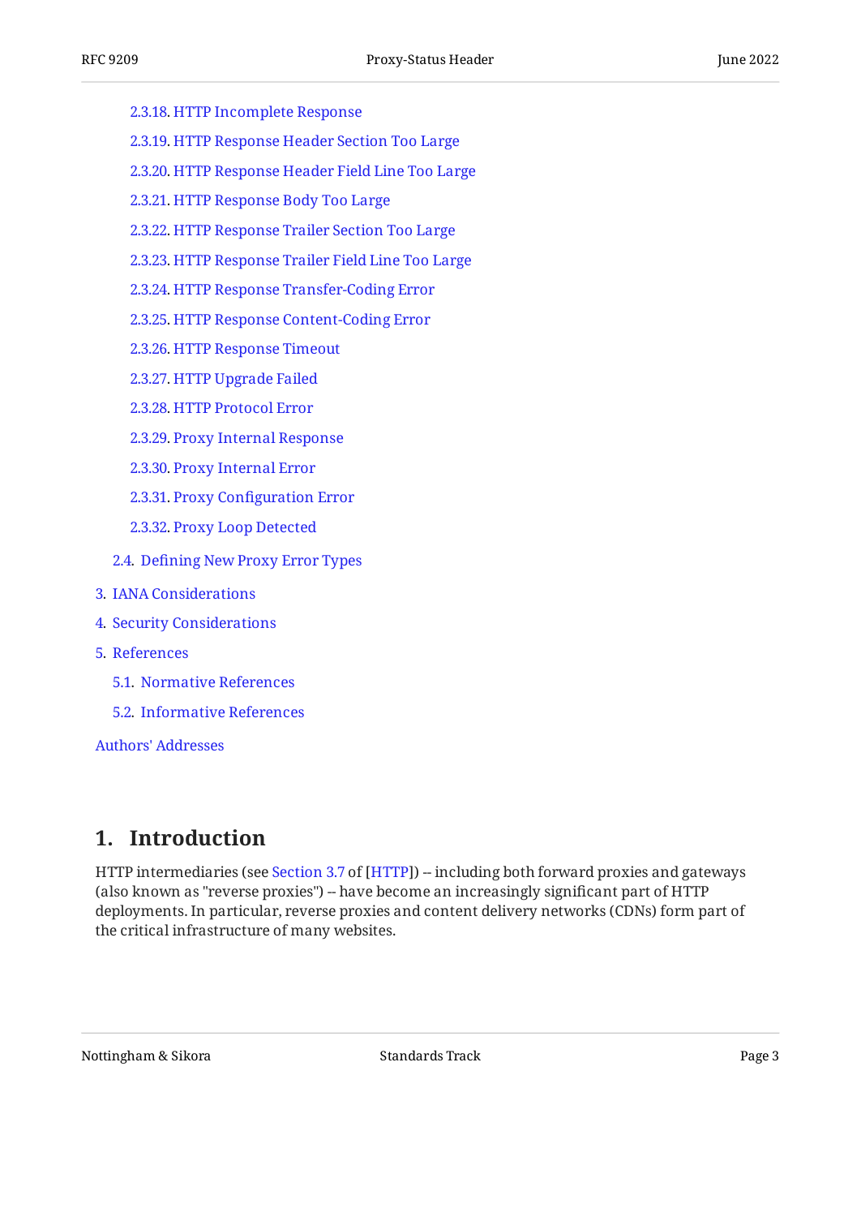- 2.3.18. HTTP Incomplete Response
- 2.3.19. HTTP Response Header Section Too Large
- 2.3.20. HTTP Response Header Field Line Too Large
- 2.3.21. HTTP Response Body Too Large
- 2.3.22. HTTP Response Trailer Section Too Large
- 2.3.23. HTTP Response Trailer Field Line Too Large
- 2.3.24. HTTP Response Transfer-Coding Error
- 2.3.25. HTTP Response Content-Coding Error
- 2.3.26. HTTP Response Timeout
- 2.3.27. HTTP Upgrade Failed
- 2.3.28. HTTP Protocol Error
- 2.3.29. Proxy Internal Response
- 2.3.30. Proxy Internal Error
- 2.3.31. Proxy Configuration Error
- 2.3.32. Proxy Loop Detected
- 2.4. Defining New Proxy Error Types
- 3. IANA Considerations
- 4. Security Considerations
- 5. References
  - 5.1. Normative References
  - 5.2. Informative References
- Authors' Addresses

## 1. Introduction

HTTP intermediaries (see Section 3.7 of [HTTP]) -- including both forward proxies and gateways (also known as "reverse proxies") -- have become an increasingly significant part of HTTP deployments. In particular, reverse proxies and content delivery networks (CDNs) form part of the critical infrastructure of many websites.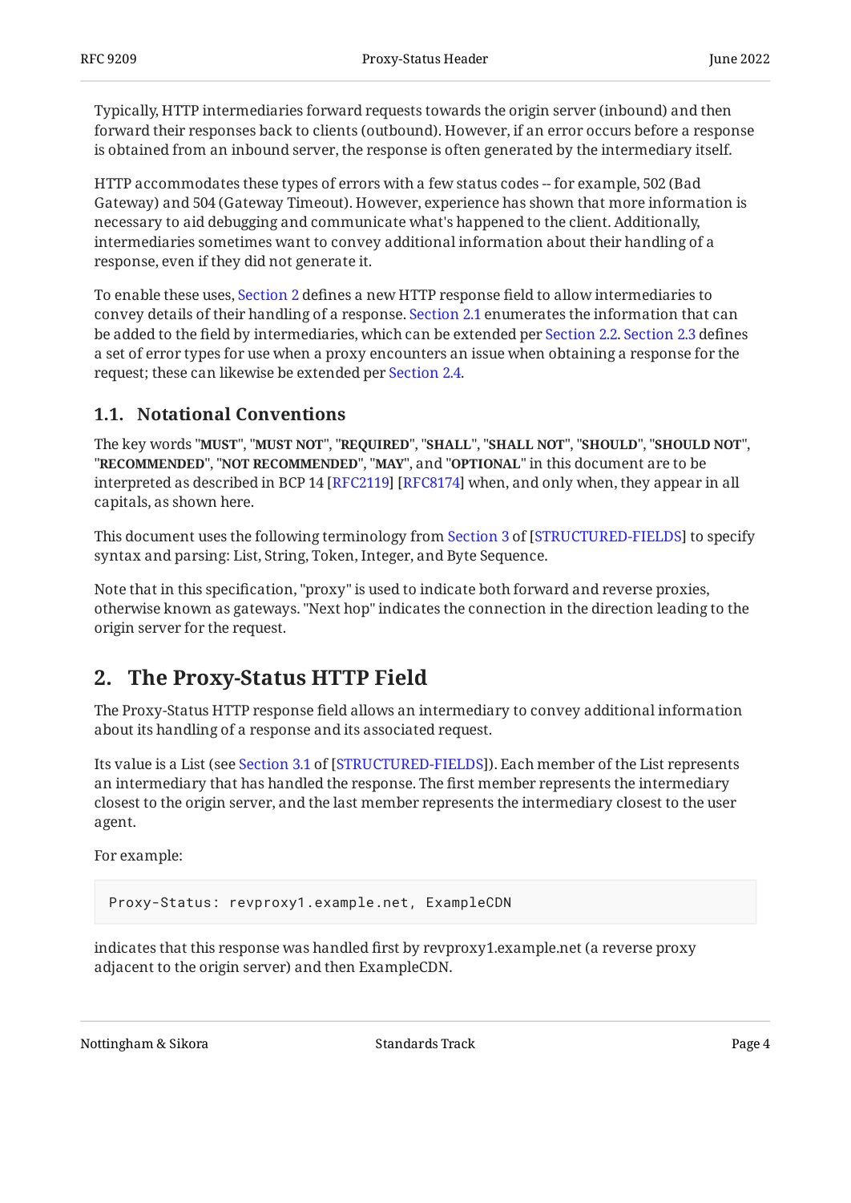Typically, HTTP intermediaries forward requests towards the origin server (inbound) and then forward their responses back to clients (outbound). However, if an error occurs before a response is obtained from an inbound server, the response is often generated by the intermediary itself.

HTTP accommodates these types of errors with a few status codes -- for example, 502 (Bad Gateway) and 504 (Gateway Timeout). However, experience has shown that more information is necessary to aid debugging and communicate what's happened to the client. Additionally, intermediaries sometimes want to convey additional information about their handling of a response, even if they did not generate it.

To enable these uses, Section 2 defines a new HTTP response field to allow intermediaries to convey details of their handling of a response. Section 2.1 enumerates the information that can be added to the field by intermediaries, which can be extended per Section 2.2. Section 2.3 defines a set of error types for use when a proxy encounters an issue when obtaining a response for the request; these can likewise be extended per Section 2.4.

### 1.1. Notational Conventions

The key words "**MUST**", "**MUST NOT**", "**REQUIRED**", "**SHALL**", "**SHALL NOT**", "**SHOULD**", "**SHOULD NOT**", "**RECOMMENDED**", "**NOT RECOMMENDED**", "**MAY**", and "**OPTIONAL**" in this document are to be interpreted as described in BCP 14 [RFC2119] [RFC8174] when, and only when, they appear in all capitals, as shown here.

This document uses the following terminology from Section 3 of [STRUCTURED-FIELDS] to specify syntax and parsing: List, String, Token, Integer, and Byte Sequence.

Note that in this specification, "proxy" is used to indicate both forward and reverse proxies, otherwise known as gateways. "Next hop" indicates the connection in the direction leading to the origin server for the request.

## 2. The Proxy-Status HTTP Field

The Proxy-Status HTTP response field allows an intermediary to convey additional information about its handling of a response and its associated request.

Its value is a List (see Section 3.1 of [STRUCTURED-FIELDS]). Each member of the List represents an intermediary that has handled the response. The first member represents the intermediary closest to the origin server, and the last member represents the intermediary closest to the user agent.

For example:

```
Proxy-Status: revproxy1.example.net, ExampleCDN
```

indicates that this response was handled first by revproxy1.example.net (a reverse proxy adjacent to the origin server) and then ExampleCDN.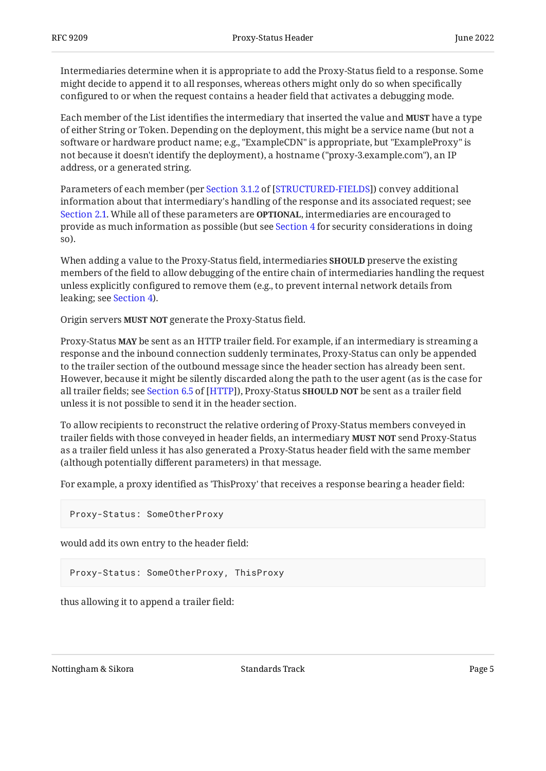Intermediaries determine when it is appropriate to add the Proxy-Status field to a response. Some might decide to append it to all responses, whereas others might only do so when specifically configured to or when the request contains a header field that activates a debugging mode.

Each member of the List identifies the intermediary that inserted the value and **MUST** have a type of either String or Token. Depending on the deployment, this might be a service name (but not a software or hardware product name; e.g., "ExampleCDN" is appropriate, but "ExampleProxy" is not because it doesn't identify the deployment), a hostname ("proxy-3.example.com"), an IP address, or a generated string.

Parameters of each member (per Section 3.1.2 of [STRUCTURED-FIELDS]) convey additional information about that intermediary's handling of the response and its associated request; see Section 2.1. While all of these parameters are **OPTIONAL**, intermediaries are encouraged to provide as much information as possible (but see Section 4 for security considerations in doing so).

When adding a value to the Proxy-Status field, intermediaries **SHOULD** preserve the existing members of the field to allow debugging of the entire chain of intermediaries handling the request unless explicitly configured to remove them (e.g., to prevent internal network details from leaking; see Section 4).

Origin servers **MUST NOT** generate the Proxy-Status field.

Proxy-Status **MAY** be sent as an HTTP trailer field. For example, if an intermediary is streaming a response and the inbound connection suddenly terminates, Proxy-Status can only be appended to the trailer section of the outbound message since the header section has already been sent. However, because it might be silently discarded along the path to the user agent (as is the case for all trailer fields; see Section 6.5 of [HTTP]), Proxy-Status **SHOULD NOT** be sent as a trailer field unless it is not possible to send it in the header section.

To allow recipients to reconstruct the relative ordering of Proxy-Status members conveyed in trailer fields with those conveyed in header fields, an intermediary **MUST NOT** send Proxy-Status as a trailer field unless it has also generated a Proxy-Status header field with the same member (although potentially different parameters) in that message.

For example, a proxy identified as 'ThisProxy' that receives a response bearing a header field:

```
Proxy-Status: SomeOtherProxy
```

would add its own entry to the header field:

```
Proxy-Status: SomeOtherProxy, ThisProxy
```

thus allowing it to append a trailer field: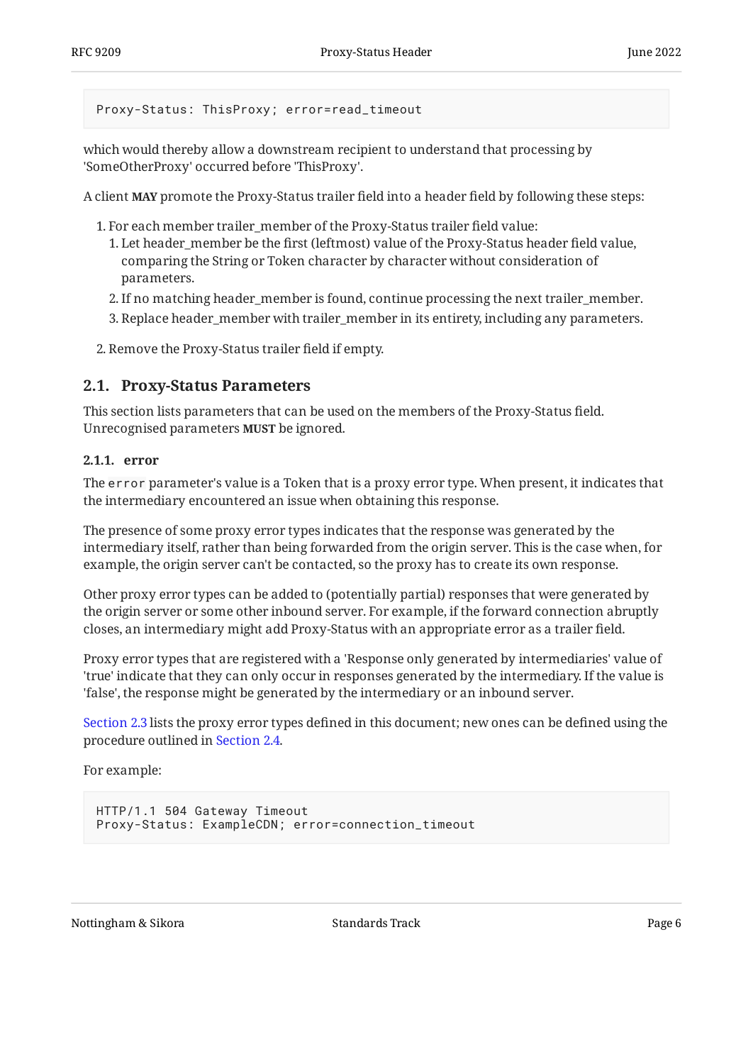```
Proxy-Status: ThisProxy; error=read_timeout
```

which would thereby allow a downstream recipient to understand that processing by 'SomeOtherProxy' occurred before 'ThisProxy'.

A client **MAY** promote the Proxy-Status trailer field into a header field by following these steps:

1. For each member trailer_member of the Proxy-Status trailer field value:
   1. Let header_member be the first (leftmost) value of the Proxy-Status header field value, comparing the String or Token character by character without consideration of parameters.
   2. If no matching header_member is found, continue processing the next trailer_member.
   3. Replace header_member with trailer_member in its entirety, including any parameters.
2. Remove the Proxy-Status trailer field if empty.

## 2.1. Proxy-Status Parameters

This section lists parameters that can be used on the members of the Proxy-Status field. Unrecognised parameters **MUST** be ignored.

### 2.1.1. error

The `error` parameter's value is a Token that is a proxy error type. When present, it indicates that the intermediary encountered an issue when obtaining this response.

The presence of some proxy error types indicates that the response was generated by the intermediary itself, rather than being forwarded from the origin server. This is the case when, for example, the origin server can't be contacted, so the proxy has to create its own response.

Other proxy error types can be added to (potentially partial) responses that were generated by the origin server or some other inbound server. For example, if the forward connection abruptly closes, an intermediary might add Proxy-Status with an appropriate error as a trailer field.

Proxy error types that are registered with a 'Response only generated by intermediaries' value of 'true' indicate that they can only occur in responses generated by the intermediary. If the value is 'false', the response might be generated by the intermediary or an inbound server.

Section 2.3 lists the proxy error types defined in this document; new ones can be defined using the procedure outlined in Section 2.4.

For example:

```
HTTP/1.1 504 Gateway Timeout
Proxy-Status: ExampleCDN; error=connection_timeout
```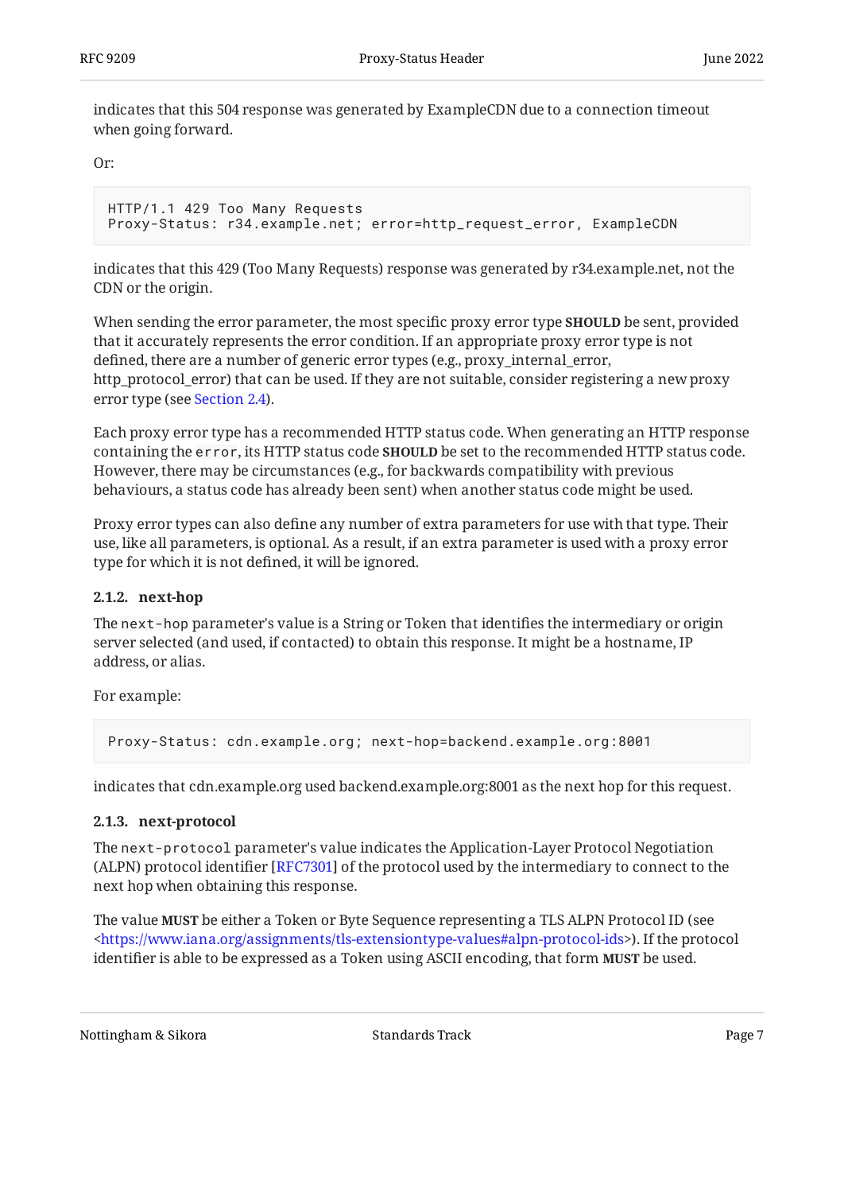indicates that this 504 response was generated by ExampleCDN due to a connection timeout when going forward.

Or:

```
HTTP/1.1 429 Too Many Requests
Proxy-Status: r34.example.net; error=http_request_error, ExampleCDN
```

indicates that this 429 (Too Many Requests) response was generated by r34.example.net, not the CDN or the origin.

When sending the error parameter, the most specific proxy error type **SHOULD** be sent, provided that it accurately represents the error condition. If an appropriate proxy error type is not defined, there are a number of generic error types (e.g., proxy_internal_error, http_protocol_error) that can be used. If they are not suitable, consider registering a new proxy error type (see Section 2.4).

Each proxy error type has a recommended HTTP status code. When generating an HTTP response containing the `error`, its HTTP status code **SHOULD** be set to the recommended HTTP status code. However, there may be circumstances (e.g., for backwards compatibility with previous behaviours, a status code has already been sent) when another status code might be used.

Proxy error types can also define any number of extra parameters for use with that type. Their use, like all parameters, is optional. As a result, if an extra parameter is used with a proxy error type for which it is not defined, it will be ignored.

#### 2.1.2. next-hop

The `next-hop` parameter's value is a String or Token that identifies the intermediary or origin server selected (and used, if contacted) to obtain this response. It might be a hostname, IP address, or alias.

For example:

```
Proxy-Status: cdn.example.org; next-hop=backend.example.org:8001
```

indicates that cdn.example.org used backend.example.org:8001 as the next hop for this request.

#### 2.1.3. next-protocol

The `next-protocol` parameter's value indicates the Application-Layer Protocol Negotiation (ALPN) protocol identifier [RFC7301] of the protocol used by the intermediary to connect to the next hop when obtaining this response.

The value **MUST** be either a Token or Byte Sequence representing a TLS ALPN Protocol ID (see <https://www.iana.org/assignments/tls-extensiontype-values#alpn-protocol-ids>). If the protocol identifier is able to be expressed as a Token using ASCII encoding, that form **MUST** be used.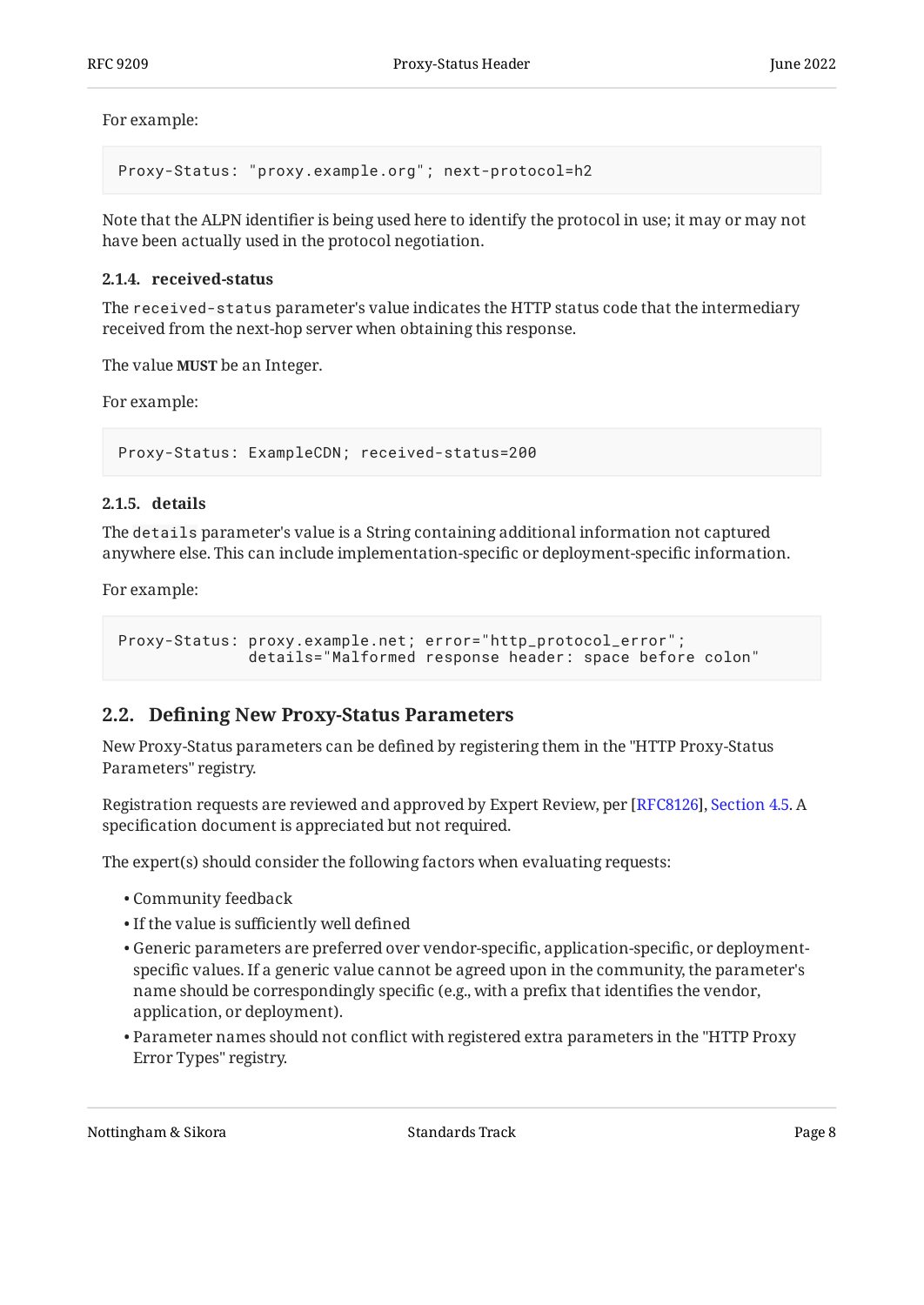For example:

```
Proxy-Status: "proxy.example.org"; next-protocol=h2
```

Note that the ALPN identifier is being used here to identify the protocol in use; it may or may not have been actually used in the protocol negotiation.

#### 2.1.4. received-status

The `received-status` parameter's value indicates the HTTP status code that the intermediary received from the next-hop server when obtaining this response.

The value **MUST** be an Integer.

For example:

```
Proxy-Status: ExampleCDN; received-status=200
```

#### 2.1.5. details

The `details` parameter's value is a String containing additional information not captured anywhere else. This can include implementation-specific or deployment-specific information.

For example:

```
Proxy-Status: proxy.example.net; error="http_protocol_error";
              details="Malformed response header: space before colon"
```

### 2.2. Defining New Proxy-Status Parameters

New Proxy-Status parameters can be defined by registering them in the "HTTP Proxy-Status Parameters" registry.

Registration requests are reviewed and approved by Expert Review, per [RFC8126], Section 4.5. A specification document is appreciated but not required.

The expert(s) should consider the following factors when evaluating requests:

- Community feedback
- If the value is sufficiently well defined
- Generic parameters are preferred over vendor-specific, application-specific, or deployment-specific values. If a generic value cannot be agreed upon in the community, the parameter's name should be correspondingly specific (e.g., with a prefix that identifies the vendor, application, or deployment).
- Parameter names should not conflict with registered extra parameters in the "HTTP Proxy Error Types" registry.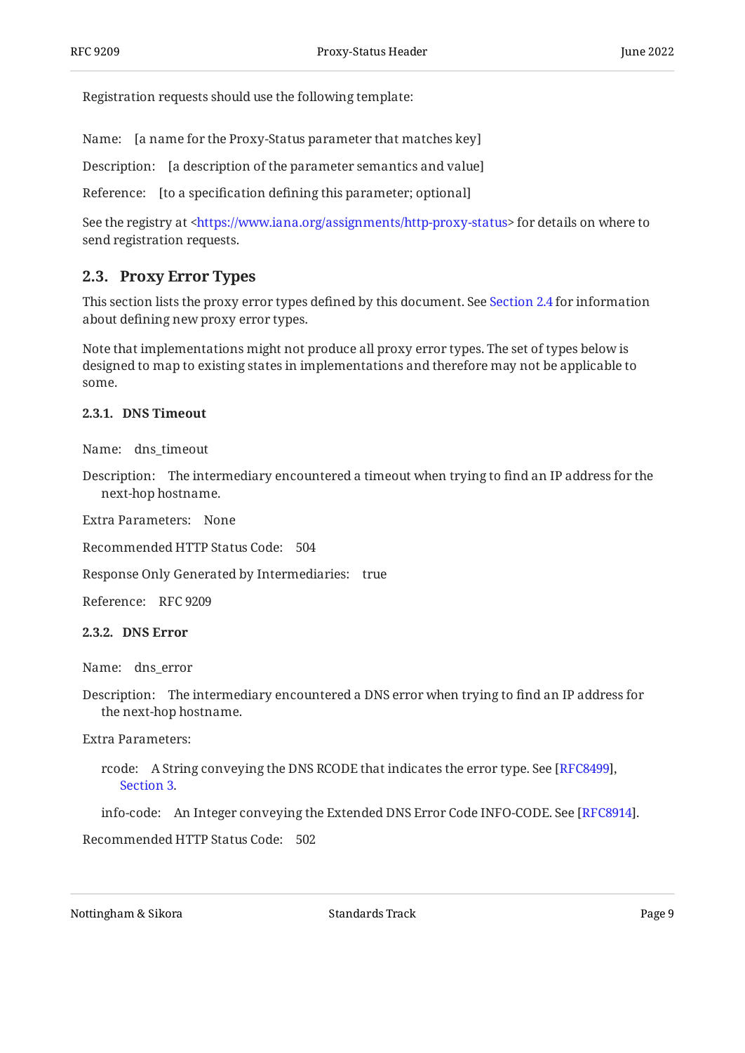Registration requests should use the following template:

Name: [a name for the Proxy-Status parameter that matches key]

Description: [a description of the parameter semantics and value]

Reference: [to a specification defining this parameter; optional]

See the registry at <https://www.iana.org/assignments/http-proxy-status> for details on where to send registration requests.

## 2.3. Proxy Error Types

This section lists the proxy error types defined by this document. See Section 2.4 for information about defining new proxy error types.

Note that implementations might not produce all proxy error types. The set of types below is designed to map to existing states in implementations and therefore may not be applicable to some.

### 2.3.1. DNS Timeout

Name: dns_timeout

Description: The intermediary encountered a timeout when trying to find an IP address for the next-hop hostname.

Extra Parameters: None

Recommended HTTP Status Code: 504

Response Only Generated by Intermediaries: true

Reference: RFC 9209

### 2.3.2. DNS Error

Name: dns_error

Description: The intermediary encountered a DNS error when trying to find an IP address for the next-hop hostname.

Extra Parameters:

- rcode: A String conveying the DNS RCODE that indicates the error type. See [RFC8499], Section 3.
- info-code: An Integer conveying the Extended DNS Error Code INFO-CODE. See [RFC8914].

Recommended HTTP Status Code: 502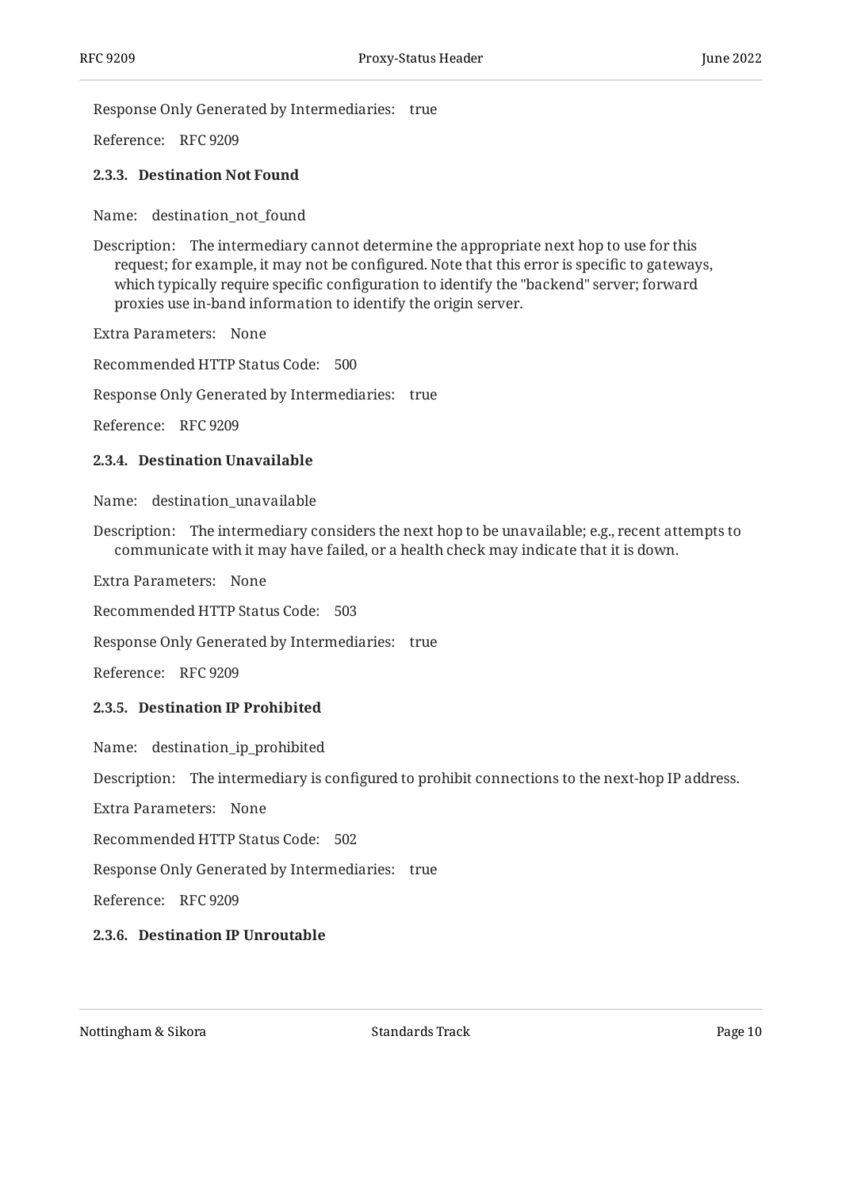Response Only Generated by Intermediaries: true

Reference: RFC 9209

#### 2.3.3. Destination Not Found

Name: destination_not_found

Description: The intermediary cannot determine the appropriate next hop to use for this request; for example, it may not be configured. Note that this error is specific to gateways, which typically require specific configuration to identify the "backend" server; forward proxies use in-band information to identify the origin server.

Extra Parameters: None

Recommended HTTP Status Code: 500

Response Only Generated by Intermediaries: true

Reference: RFC 9209

#### 2.3.4. Destination Unavailable

Name: destination_unavailable

Description: The intermediary considers the next hop to be unavailable; e.g., recent attempts to communicate with it may have failed, or a health check may indicate that it is down.

Extra Parameters: None

Recommended HTTP Status Code: 503

Response Only Generated by Intermediaries: true

Reference: RFC 9209

#### 2.3.5. Destination IP Prohibited

Name: destination_ip_prohibited

Description: The intermediary is configured to prohibit connections to the next-hop IP address.

Extra Parameters: None

Recommended HTTP Status Code: 502

Response Only Generated by Intermediaries: true

Reference: RFC 9209

#### 2.3.6. Destination IP Unroutable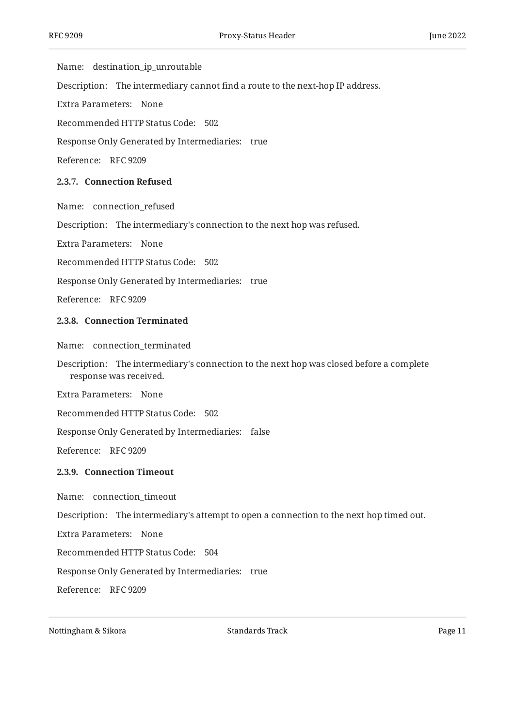Name: destination_ip_unroutable

Description: The intermediary cannot find a route to the next-hop IP address.

Extra Parameters: None

Recommended HTTP Status Code: 502

Response Only Generated by Intermediaries: true

Reference: RFC 9209

### 2.3.7. Connection Refused

Name: connection_refused

Description: The intermediary's connection to the next hop was refused.

Extra Parameters: None

Recommended HTTP Status Code: 502

Response Only Generated by Intermediaries: true

Reference: RFC 9209

### 2.3.8. Connection Terminated

Name: connection_terminated

Description: The intermediary's connection to the next hop was closed before a complete response was received.

Extra Parameters: None

Recommended HTTP Status Code: 502

Response Only Generated by Intermediaries: false

Reference: RFC 9209

### 2.3.9. Connection Timeout

Name: connection_timeout

Description: The intermediary's attempt to open a connection to the next hop timed out.

Extra Parameters: None

Recommended HTTP Status Code: 504

Response Only Generated by Intermediaries: true

Reference: RFC 9209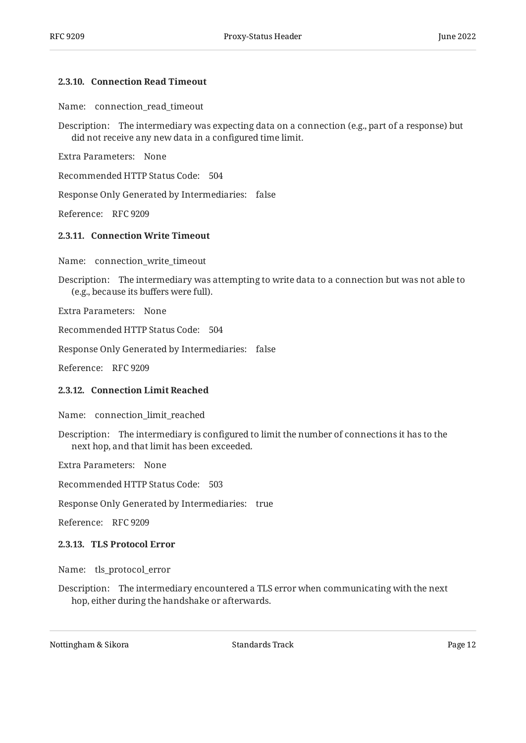#### 2.3.10. Connection Read Timeout

Name: connection_read_timeout

Description: The intermediary was expecting data on a connection (e.g., part of a response) but did not receive any new data in a configured time limit.

Extra Parameters: None

Recommended HTTP Status Code: 504

Response Only Generated by Intermediaries: false

Reference: RFC 9209

#### 2.3.11. Connection Write Timeout

Name: connection_write_timeout

Description: The intermediary was attempting to write data to a connection but was not able to (e.g., because its buffers were full).

Extra Parameters: None

Recommended HTTP Status Code: 504

Response Only Generated by Intermediaries: false

Reference: RFC 9209

#### 2.3.12. Connection Limit Reached

Name: connection_limit_reached

Description: The intermediary is configured to limit the number of connections it has to the next hop, and that limit has been exceeded.

Extra Parameters: None

Recommended HTTP Status Code: 503

Response Only Generated by Intermediaries: true

Reference: RFC 9209

#### 2.3.13. TLS Protocol Error

Name: tls_protocol_error

Description: The intermediary encountered a TLS error when communicating with the next hop, either during the handshake or afterwards.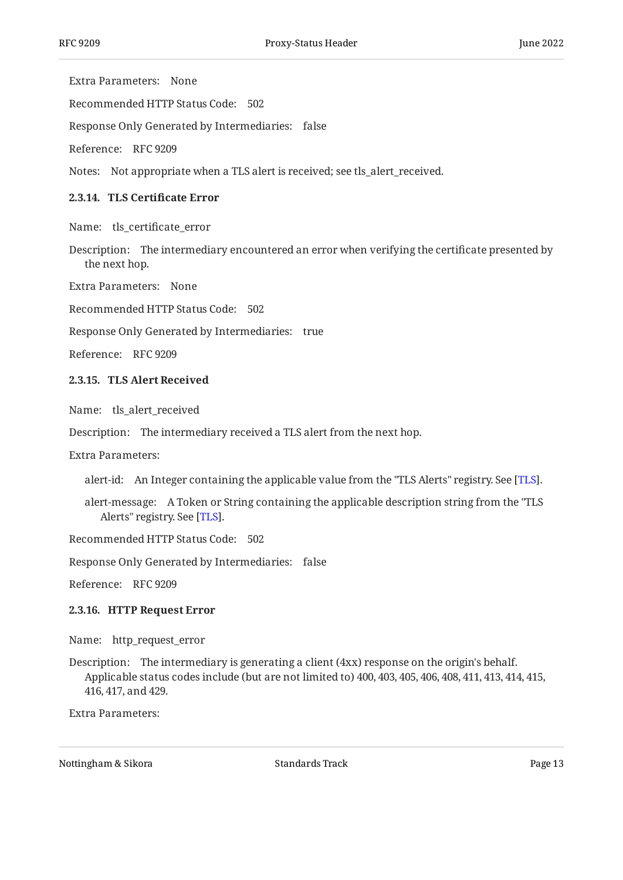Extra Parameters: None

Recommended HTTP Status Code: 502

Response Only Generated by Intermediaries: false

Reference: RFC 9209

Notes: Not appropriate when a TLS alert is received; see tls_alert_received.

#### 2.3.14. TLS Certificate Error

Name: tls_certificate_error

Description: The intermediary encountered an error when verifying the certificate presented by the next hop.

Extra Parameters: None

Recommended HTTP Status Code: 502

Response Only Generated by Intermediaries: true

Reference: RFC 9209

#### 2.3.15. TLS Alert Received

Name: tls_alert_received

Description: The intermediary received a TLS alert from the next hop.

Extra Parameters:

alert-id: An Integer containing the applicable value from the "TLS Alerts" registry. See [TLS].

alert-message: A Token or String containing the applicable description string from the "TLS Alerts" registry. See [TLS].

Recommended HTTP Status Code: 502

Response Only Generated by Intermediaries: false

Reference: RFC 9209

#### 2.3.16. HTTP Request Error

Name: http_request_error

Description: The intermediary is generating a client (4xx) response on the origin's behalf. Applicable status codes include (but are not limited to) 400, 403, 405, 406, 408, 411, 413, 414, 415, 416, 417, and 429.

Extra Parameters: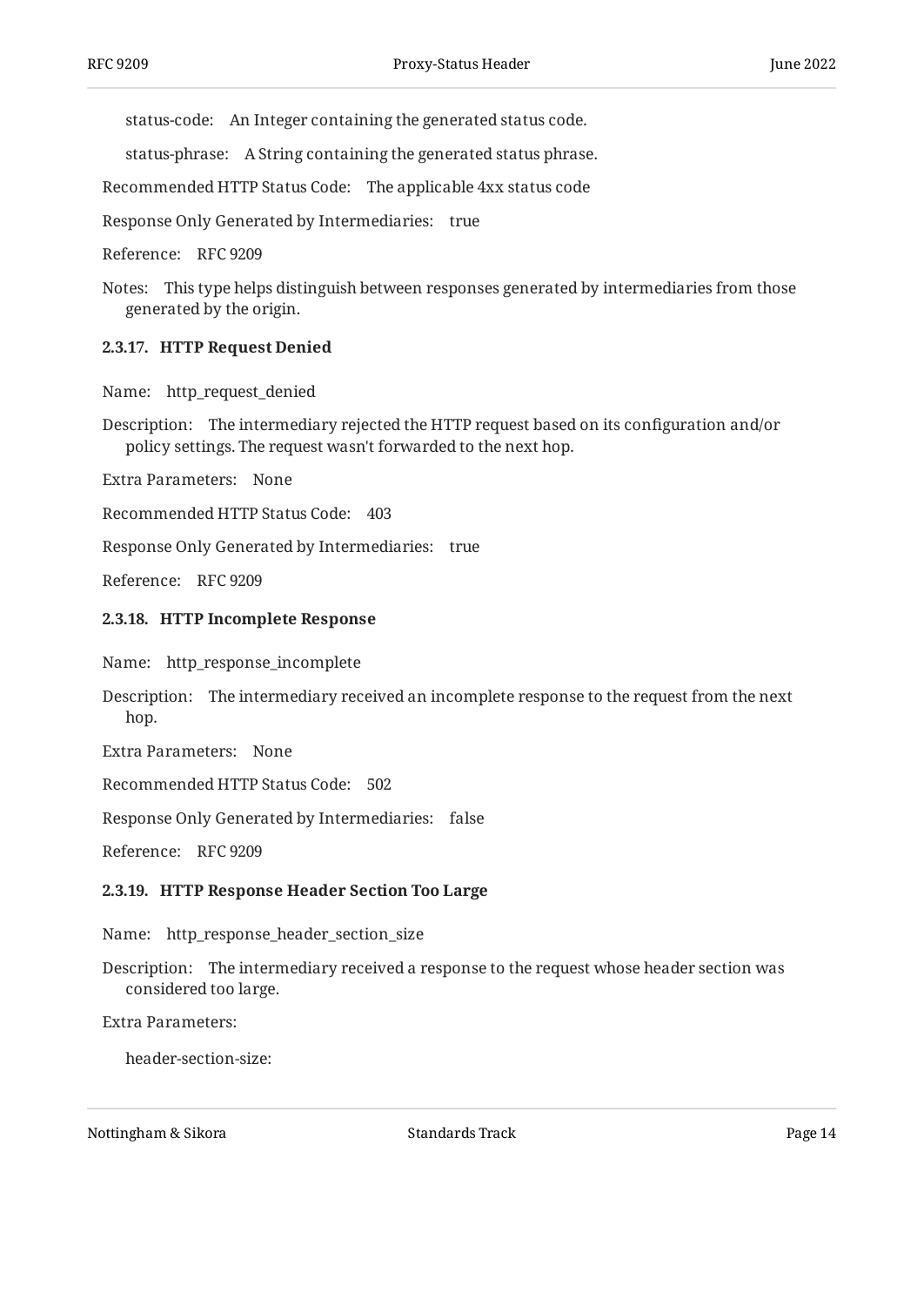status-code: An Integer containing the generated status code.

status-phrase: A String containing the generated status phrase.

Recommended HTTP Status Code: The applicable 4xx status code

Response Only Generated by Intermediaries: true

Reference: RFC 9209

Notes: This type helps distinguish between responses generated by intermediaries from those generated by the origin.

#### 2.3.17. HTTP Request Denied

Name: http_request_denied

Description: The intermediary rejected the HTTP request based on its configuration and/or policy settings. The request wasn't forwarded to the next hop.

Extra Parameters: None

Recommended HTTP Status Code: 403

Response Only Generated by Intermediaries: true

Reference: RFC 9209

#### 2.3.18. HTTP Incomplete Response

Name: http_response_incomplete

Description: The intermediary received an incomplete response to the request from the next hop.

Extra Parameters: None

Recommended HTTP Status Code: 502

Response Only Generated by Intermediaries: false

Reference: RFC 9209

#### 2.3.19. HTTP Response Header Section Too Large

Name: http_response_header_section_size

Description: The intermediary received a response to the request whose header section was considered too large.

Extra Parameters:

header-section-size: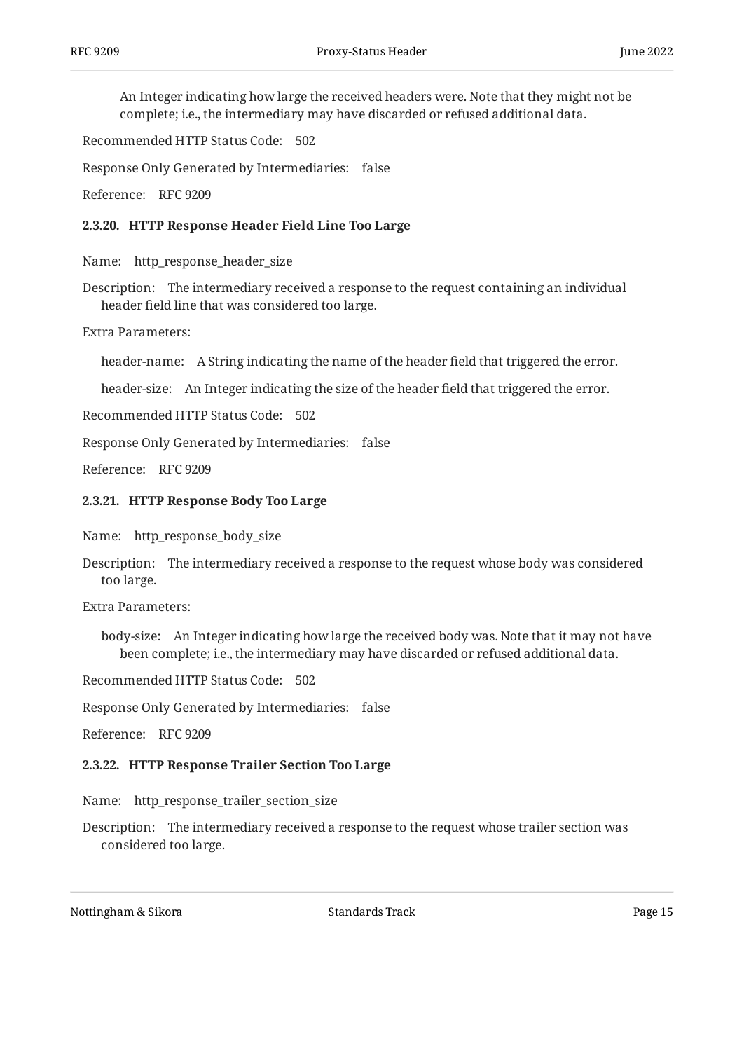An Integer indicating how large the received headers were. Note that they might not be complete; i.e., the intermediary may have discarded or refused additional data.

Recommended HTTP Status Code: 502

Response Only Generated by Intermediaries: false

Reference: RFC 9209

#### 2.3.20. HTTP Response Header Field Line Too Large

Name: http_response_header_size

Description: The intermediary received a response to the request containing an individual header field line that was considered too large.

Extra Parameters:

header-name: A String indicating the name of the header field that triggered the error.

header-size: An Integer indicating the size of the header field that triggered the error.

Recommended HTTP Status Code: 502

Response Only Generated by Intermediaries: false

Reference: RFC 9209

#### 2.3.21. HTTP Response Body Too Large

Name: http_response_body_size

Description: The intermediary received a response to the request whose body was considered too large.

Extra Parameters:

body-size: An Integer indicating how large the received body was. Note that it may not have been complete; i.e., the intermediary may have discarded or refused additional data.

Recommended HTTP Status Code: 502

Response Only Generated by Intermediaries: false

Reference: RFC 9209

#### 2.3.22. HTTP Response Trailer Section Too Large

Name: http_response_trailer_section_size

Description: The intermediary received a response to the request whose trailer section was considered too large.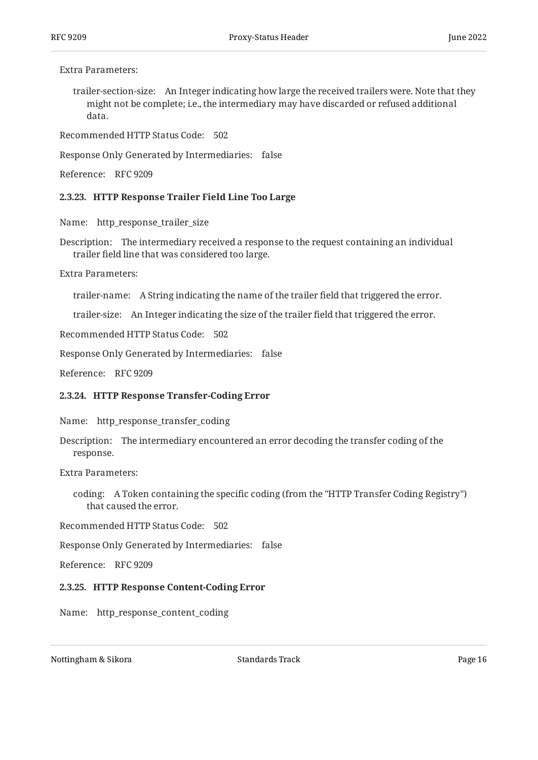Extra Parameters:

trailer-section-size: An Integer indicating how large the received trailers were. Note that they might not be complete; i.e., the intermediary may have discarded or refused additional data.

Recommended HTTP Status Code: 502

Response Only Generated by Intermediaries: false

Reference: RFC 9209

#### 2.3.23. HTTP Response Trailer Field Line Too Large

Name: http_response_trailer_size

Description: The intermediary received a response to the request containing an individual trailer field line that was considered too large.

Extra Parameters:

trailer-name: A String indicating the name of the trailer field that triggered the error.

trailer-size: An Integer indicating the size of the trailer field that triggered the error.

Recommended HTTP Status Code: 502

Response Only Generated by Intermediaries: false

Reference: RFC 9209

#### 2.3.24. HTTP Response Transfer-Coding Error

Name: http_response_transfer_coding

Description: The intermediary encountered an error decoding the transfer coding of the response.

Extra Parameters:

coding: A Token containing the specific coding (from the "HTTP Transfer Coding Registry") that caused the error.

Recommended HTTP Status Code: 502

Response Only Generated by Intermediaries: false

Reference: RFC 9209

#### 2.3.25. HTTP Response Content-Coding Error

Name: http_response_content_coding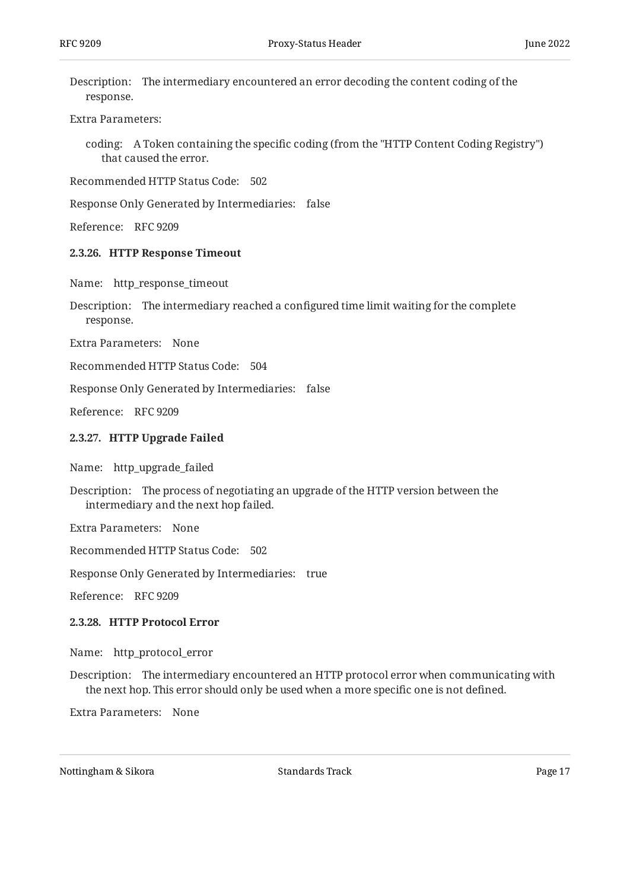Description: The intermediary encountered an error decoding the content coding of the response.

Extra Parameters:

coding: A Token containing the specific coding (from the "HTTP Content Coding Registry") that caused the error.

Recommended HTTP Status Code: 502

Response Only Generated by Intermediaries: false

Reference: RFC 9209

#### 2.3.26. HTTP Response Timeout

Name: http_response_timeout

Description: The intermediary reached a configured time limit waiting for the complete response.

Extra Parameters: None

Recommended HTTP Status Code: 504

Response Only Generated by Intermediaries: false

Reference: RFC 9209

#### 2.3.27. HTTP Upgrade Failed

Name: http_upgrade_failed

Description: The process of negotiating an upgrade of the HTTP version between the intermediary and the next hop failed.

Extra Parameters: None

Recommended HTTP Status Code: 502

Response Only Generated by Intermediaries: true

Reference: RFC 9209

#### 2.3.28. HTTP Protocol Error

Name: http_protocol_error

Description: The intermediary encountered an HTTP protocol error when communicating with the next hop. This error should only be used when a more specific one is not defined.

Extra Parameters: None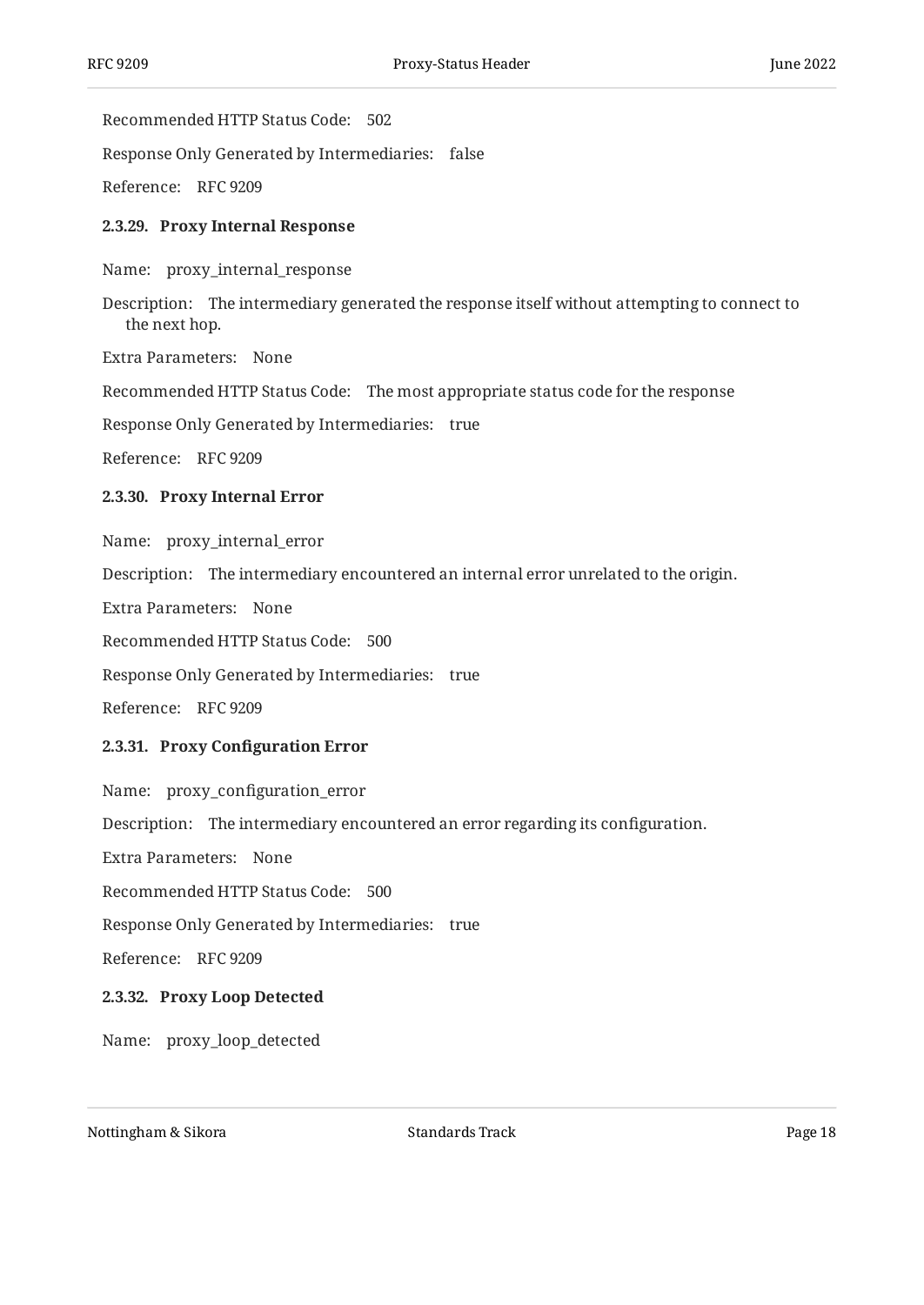Recommended HTTP Status Code: 502

Response Only Generated by Intermediaries: false

Reference: RFC 9209

### 2.3.29. Proxy Internal Response

Name: proxy_internal_response

Description: The intermediary generated the response itself without attempting to connect to the next hop.

Extra Parameters: None

Recommended HTTP Status Code: The most appropriate status code for the response

Response Only Generated by Intermediaries: true

Reference: RFC 9209

### 2.3.30. Proxy Internal Error

Name: proxy_internal_error

Description: The intermediary encountered an internal error unrelated to the origin.

Extra Parameters: None

Recommended HTTP Status Code: 500

Response Only Generated by Intermediaries: true

Reference: RFC 9209

### 2.3.31. Proxy Configuration Error

Name: proxy_configuration_error

Description: The intermediary encountered an error regarding its configuration.

Extra Parameters: None

Recommended HTTP Status Code: 500

Response Only Generated by Intermediaries: true

Reference: RFC 9209

### 2.3.32. Proxy Loop Detected

Name: proxy_loop_detected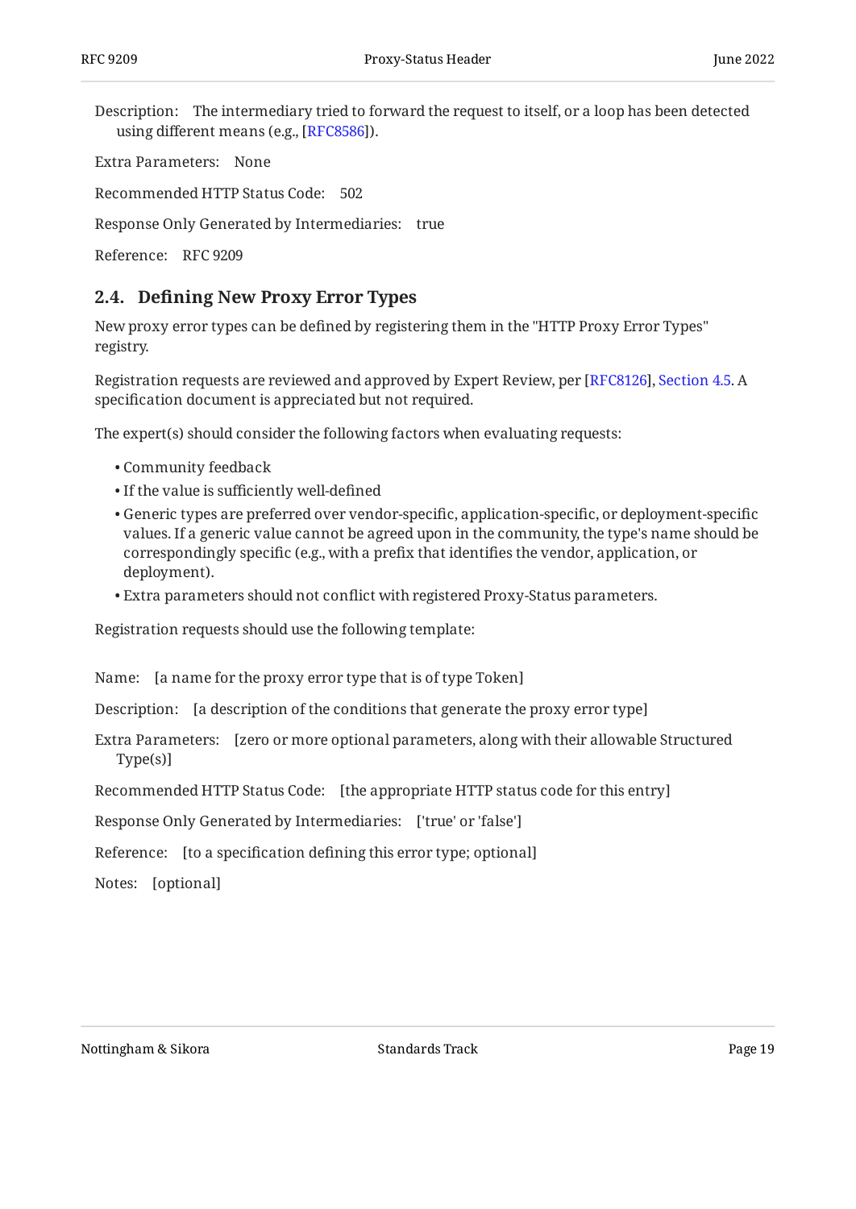Description: The intermediary tried to forward the request to itself, or a loop has been detected using different means (e.g., [RFC8586]).

Extra Parameters: None

Recommended HTTP Status Code: 502

Response Only Generated by Intermediaries: true

Reference: RFC 9209

### 2.4. Defining New Proxy Error Types

New proxy error types can be defined by registering them in the "HTTP Proxy Error Types" registry.

Registration requests are reviewed and approved by Expert Review, per [RFC8126], Section 4.5. A specification document is appreciated but not required.

The expert(s) should consider the following factors when evaluating requests:

- Community feedback
- If the value is sufficiently well-defined
- Generic types are preferred over vendor-specific, application-specific, or deployment-specific values. If a generic value cannot be agreed upon in the community, the type's name should be correspondingly specific (e.g., with a prefix that identifies the vendor, application, or deployment).
- Extra parameters should not conflict with registered Proxy-Status parameters.

Registration requests should use the following template:

Name: [a name for the proxy error type that is of type Token]

Description: [a description of the conditions that generate the proxy error type]

Extra Parameters: [zero or more optional parameters, along with their allowable Structured Type(s)]

Recommended HTTP Status Code: [the appropriate HTTP status code for this entry]

Response Only Generated by Intermediaries: ['true' or 'false']

Reference: [to a specification defining this error type; optional]

Notes: [optional]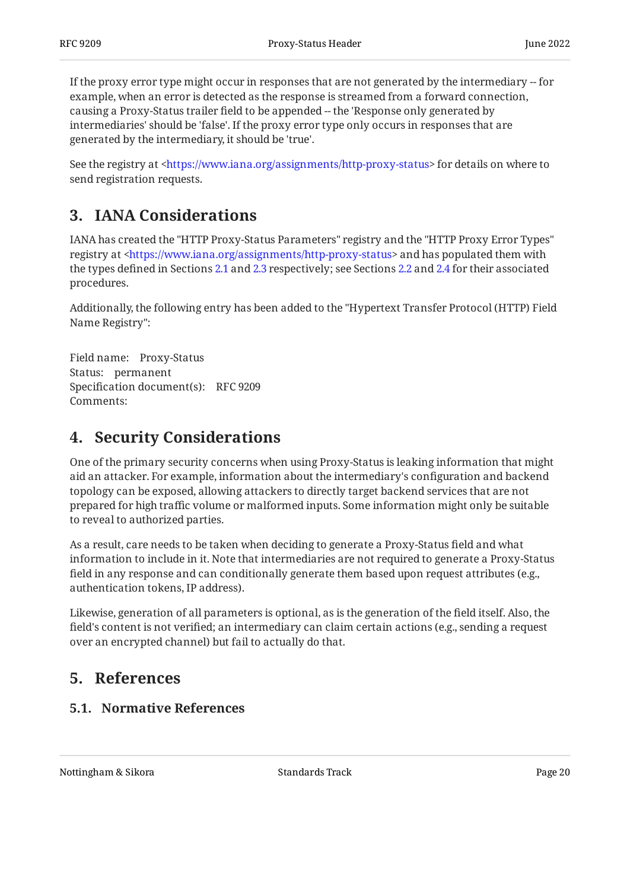If the proxy error type might occur in responses that are not generated by the intermediary -- for example, when an error is detected as the response is streamed from a forward connection, causing a Proxy-Status trailer field to be appended -- the 'Response only generated by intermediaries' should be 'false'. If the proxy error type only occurs in responses that are generated by the intermediary, it should be 'true'.

See the registry at <https://www.iana.org/assignments/http-proxy-status> for details on where to send registration requests.

## 3. IANA Considerations

IANA has created the "HTTP Proxy-Status Parameters" registry and the "HTTP Proxy Error Types" registry at <https://www.iana.org/assignments/http-proxy-status> and has populated them with the types defined in Sections 2.1 and 2.3 respectively; see Sections 2.2 and 2.4 for their associated procedures.

Additionally, the following entry has been added to the "Hypertext Transfer Protocol (HTTP) Field Name Registry":

Field name: Proxy-Status
Status: permanent
Specification document(s): RFC 9209
Comments:

## 4. Security Considerations

One of the primary security concerns when using Proxy-Status is leaking information that might aid an attacker. For example, information about the intermediary's configuration and backend topology can be exposed, allowing attackers to directly target backend services that are not prepared for high traffic volume or malformed inputs. Some information might only be suitable to reveal to authorized parties.

As a result, care needs to be taken when deciding to generate a Proxy-Status field and what information to include in it. Note that intermediaries are not required to generate a Proxy-Status field in any response and can conditionally generate them based upon request attributes (e.g., authentication tokens, IP address).

Likewise, generation of all parameters is optional, as is the generation of the field itself. Also, the field's content is not verified; an intermediary can claim certain actions (e.g., sending a request over an encrypted channel) but fail to actually do that.

## 5. References

### 5.1. Normative References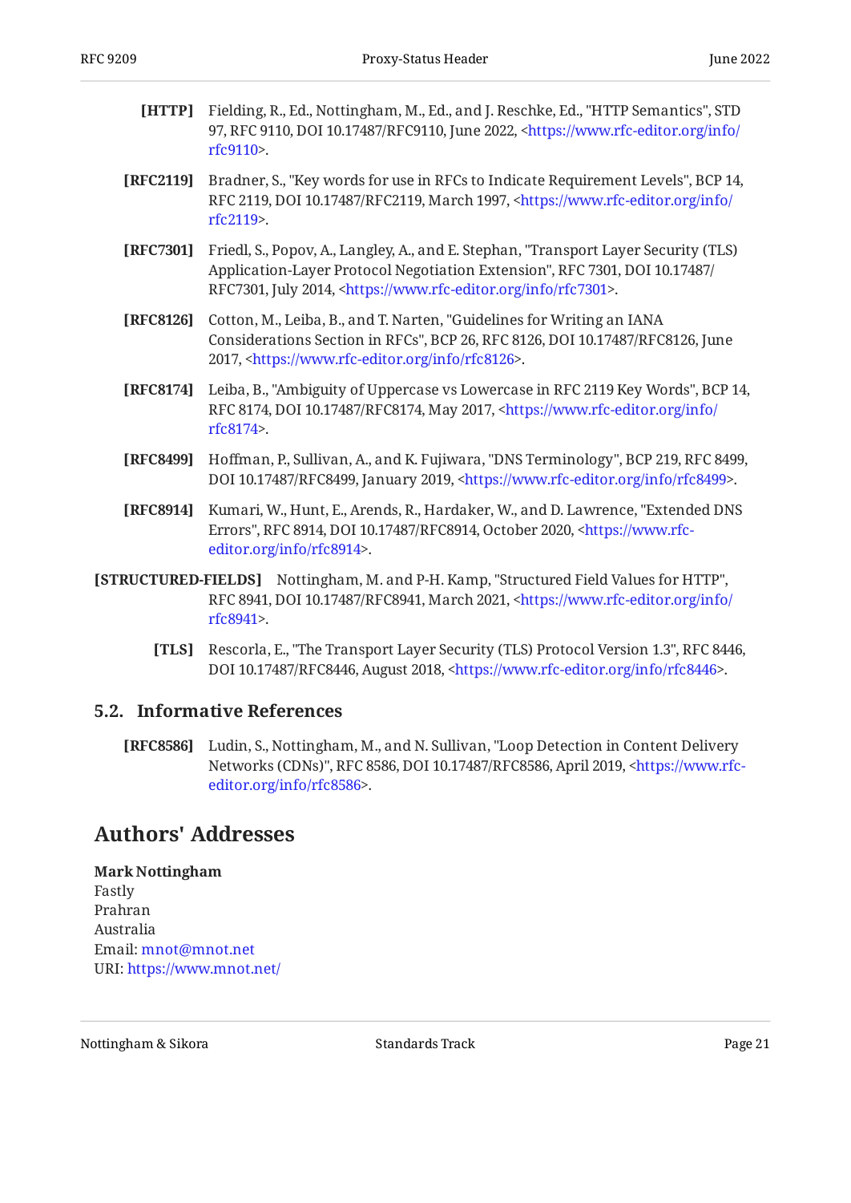**[HTTP]** Fielding, R., Ed., Nottingham, M., Ed., and J. Reschke, Ed., "HTTP Semantics", STD 97, RFC 9110, DOI 10.17487/RFC9110, June 2022, <https://www.rfc-editor.org/info/rfc9110>.

**[RFC2119]** Bradner, S., "Key words for use in RFCs to Indicate Requirement Levels", BCP 14, RFC 2119, DOI 10.17487/RFC2119, March 1997, <https://www.rfc-editor.org/info/rfc2119>.

**[RFC7301]** Friedl, S., Popov, A., Langley, A., and E. Stephan, "Transport Layer Security (TLS) Application-Layer Protocol Negotiation Extension", RFC 7301, DOI 10.17487/RFC7301, July 2014, <https://www.rfc-editor.org/info/rfc7301>.

**[RFC8126]** Cotton, M., Leiba, B., and T. Narten, "Guidelines for Writing an IANA Considerations Section in RFCs", BCP 26, RFC 8126, DOI 10.17487/RFC8126, June 2017, <https://www.rfc-editor.org/info/rfc8126>.

**[RFC8174]** Leiba, B., "Ambiguity of Uppercase vs Lowercase in RFC 2119 Key Words", BCP 14, RFC 8174, DOI 10.17487/RFC8174, May 2017, <https://www.rfc-editor.org/info/rfc8174>.

**[RFC8499]** Hoffman, P., Sullivan, A., and K. Fujiwara, "DNS Terminology", BCP 219, RFC 8499, DOI 10.17487/RFC8499, January 2019, <https://www.rfc-editor.org/info/rfc8499>.

**[RFC8914]** Kumari, W., Hunt, E., Arends, R., Hardaker, W., and D. Lawrence, "Extended DNS Errors", RFC 8914, DOI 10.17487/RFC8914, October 2020, <https://www.rfc-editor.org/info/rfc8914>.

**[STRUCTURED-FIELDS]** Nottingham, M. and P-H. Kamp, "Structured Field Values for HTTP", RFC 8941, DOI 10.17487/RFC8941, March 2021, <https://www.rfc-editor.org/info/rfc8941>.

**[TLS]** Rescorla, E., "The Transport Layer Security (TLS) Protocol Version 1.3", RFC 8446, DOI 10.17487/RFC8446, August 2018, <https://www.rfc-editor.org/info/rfc8446>.

### 5.2. Informative References

**[RFC8586]** Ludin, S., Nottingham, M., and N. Sullivan, "Loop Detection in Content Delivery Networks (CDNs)", RFC 8586, DOI 10.17487/RFC8586, April 2019, <https://www.rfc-editor.org/info/rfc8586>.

## Authors' Addresses

**Mark Nottingham**  
Fastly  
Prahran  
Australia  
Email: mnot@mnot.net  
URI: https://www.mnot.net/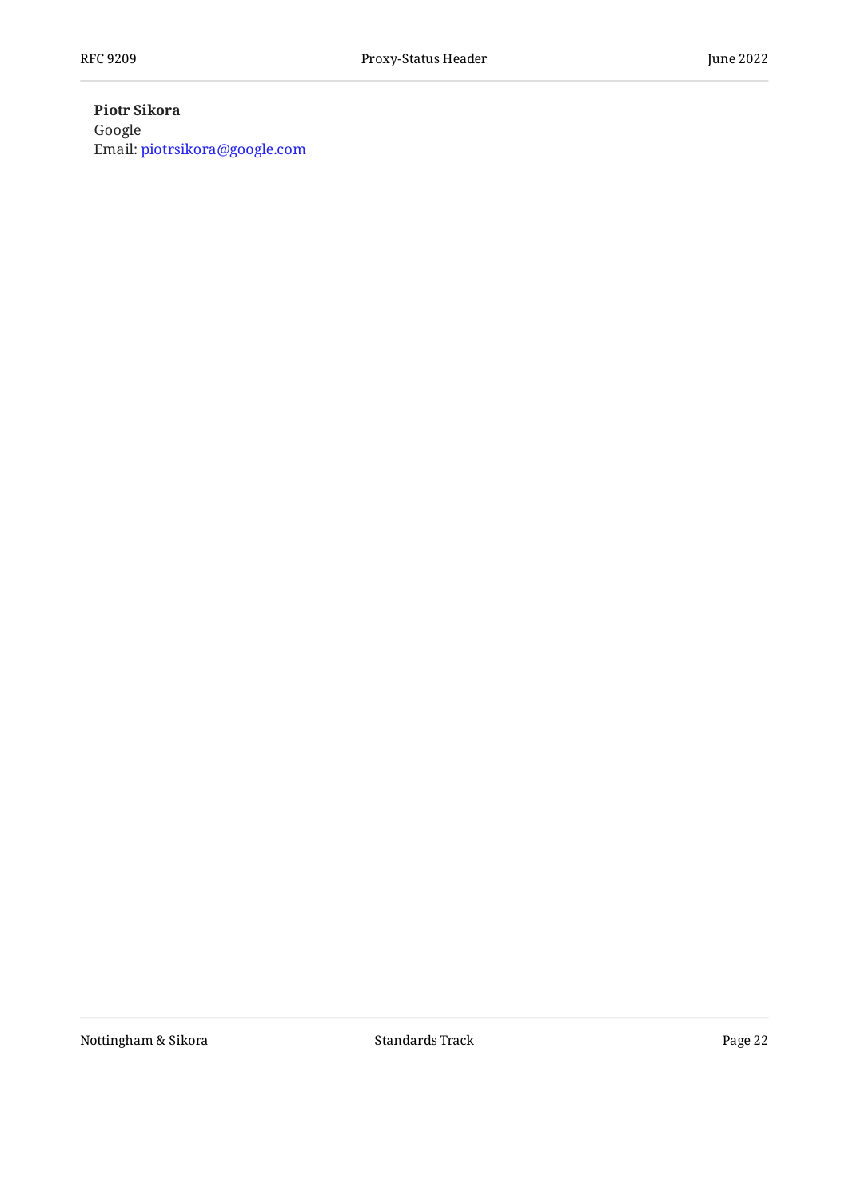**Piotr Sikora**
Google
Email: piotrsikora@google.com